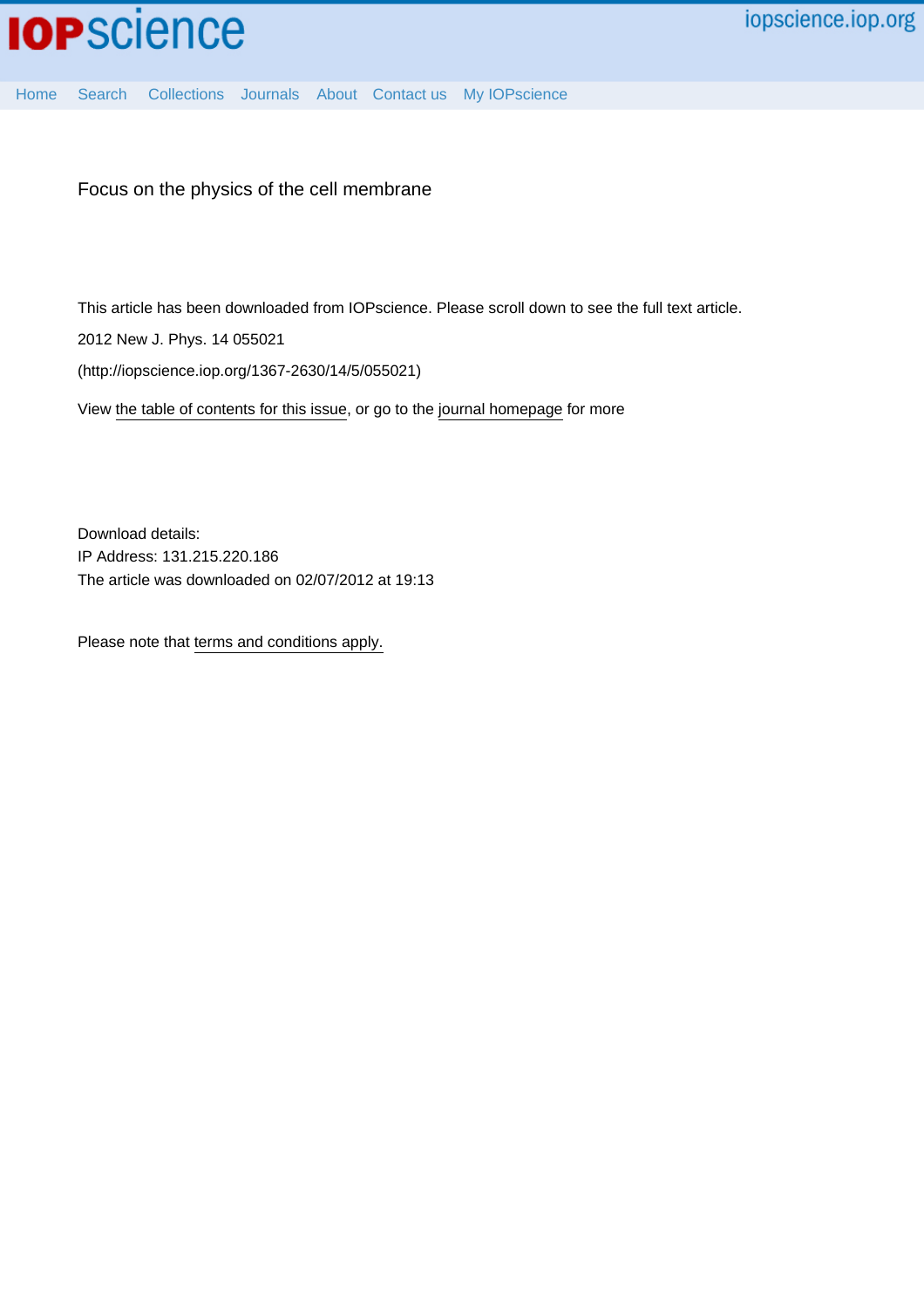Home Search Collections Journals About Contact us My IOPscience

# Focus on the physics of the cell membrane

This article has been downloaded from IOPscience. Please scroll down to see the full text article.

2012 New J. Phys. 14 055021

(http://iopscience.iop.org/1367-2630/14/5/055021)

View the table of contents for this issue, or go to the journal homepage for more

Download details:
IP Address: 131.215.220.186
The article was downloaded on 02/07/2012 at 19:13

Please note that terms and conditions apply.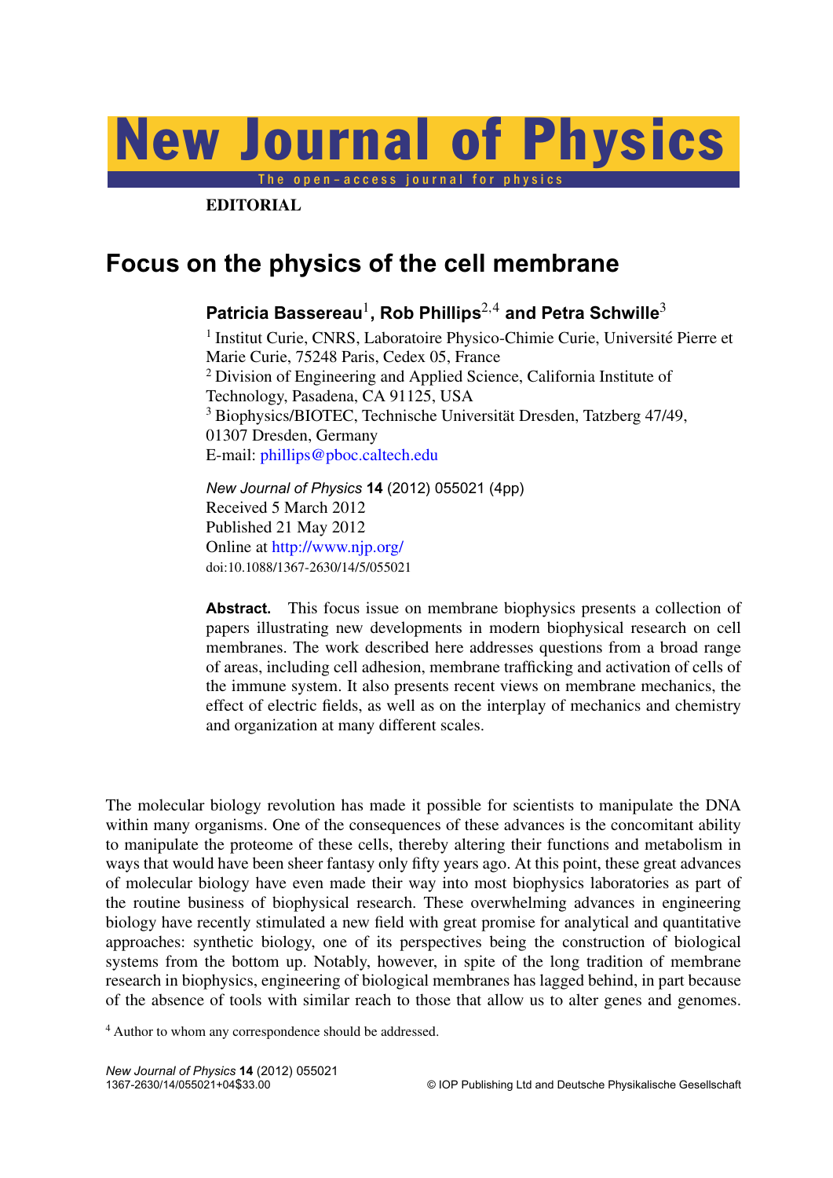New Journal of Physics

The open-access journal for physics

**EDITORIAL**

# Focus on the physics of the cell membrane

**Patricia Bassereau[1], Rob Phillips[2,4] and Petra Schwille[3]**

[1] Institut Curie, CNRS, Laboratoire Physico-Chimie Curie, Université Pierre et Marie Curie, 75248 Paris, Cedex 05, France
[2] Division of Engineering and Applied Science, California Institute of Technology, Pasadena, CA 91125, USA
[3] Biophysics/BIOTEC, Technische Universität Dresden, Tatzberg 47/49, 01307 Dresden, Germany
E-mail: phillips@pboc.caltech.edu

*New Journal of Physics* **14** (2012) 055021 (4pp)
Received 5 March 2012
Published 21 May 2012
Online at http://www.njp.org/
doi:10.1088/1367-2630/14/5/055021

**Abstract.** This focus issue on membrane biophysics presents a collection of papers illustrating new developments in modern biophysical research on cell membranes. The work described here addresses questions from a broad range of areas, including cell adhesion, membrane trafficking and activation of cells of the immune system. It also presents recent views on membrane mechanics, the effect of electric fields, as well as on the interplay of mechanics and chemistry and organization at many different scales.

The molecular biology revolution has made it possible for scientists to manipulate the DNA within many organisms. One of the consequences of these advances is the concomitant ability to manipulate the proteome of these cells, thereby altering their functions and metabolism in ways that would have been sheer fantasy only fifty years ago. At this point, these great advances of molecular biology have even made their way into most biophysics laboratories as part of the routine business of biophysical research. These overwhelming advances in engineering biology have recently stimulated a new field with great promise for analytical and quantitative approaches: synthetic biology, one of its perspectives being the construction of biological systems from the bottom up. Notably, however, in spite of the long tradition of membrane research in biophysics, engineering of biological membranes has lagged behind, in part because of the absence of tools with similar reach to those that allow us to alter genes and genomes.

[4] Author to whom any correspondence should be addressed.

1367-2630/14/055021+04$33.00 © IOP Publishing Ltd and Deutsche Physikalische Gesellschaft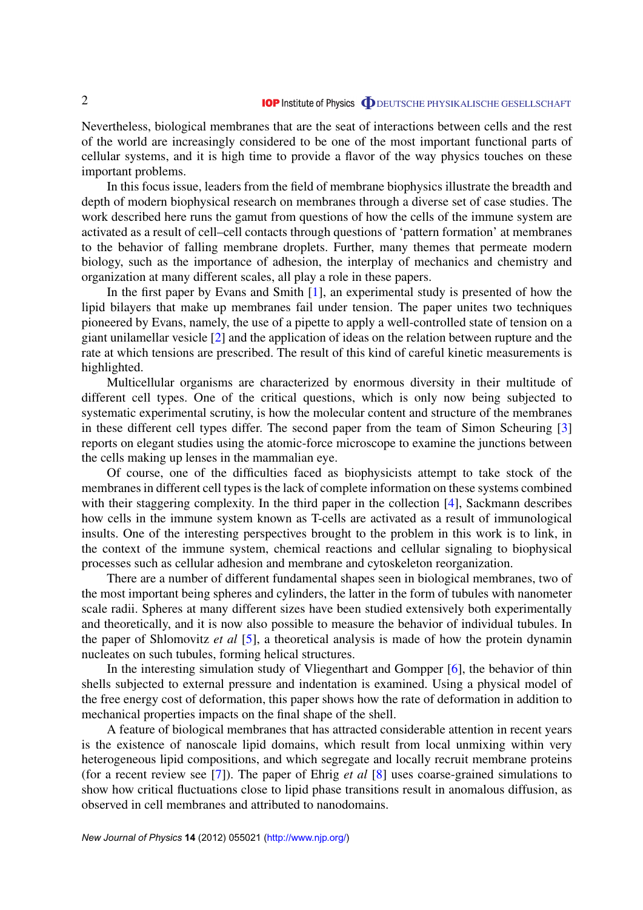Nevertheless, biological membranes that are the seat of interactions between cells and the rest of the world are increasingly considered to be one of the most important functional parts of cellular systems, and it is high time to provide a flavor of the way physics touches on these important problems.

In this focus issue, leaders from the field of membrane biophysics illustrate the breadth and depth of modern biophysical research on membranes through a diverse set of case studies. The work described here runs the gamut from questions of how the cells of the immune system are activated as a result of cell–cell contacts through questions of 'pattern formation' at membranes to the behavior of falling membrane droplets. Further, many themes that permeate modern biology, such as the importance of adhesion, the interplay of mechanics and chemistry and organization at many different scales, all play a role in these papers.

In the first paper by Evans and Smith [1], an experimental study is presented of how the lipid bilayers that make up membranes fail under tension. The paper unites two techniques pioneered by Evans, namely, the use of a pipette to apply a well-controlled state of tension on a giant unilamellar vesicle [2] and the application of ideas on the relation between rupture and the rate at which tensions are prescribed. The result of this kind of careful kinetic measurements is highlighted.

Multicellular organisms are characterized by enormous diversity in their multitude of different cell types. One of the critical questions, which is only now being subjected to systematic experimental scrutiny, is how the molecular content and structure of the membranes in these different cell types differ. The second paper from the team of Simon Scheuring [3] reports on elegant studies using the atomic-force microscope to examine the junctions between the cells making up lenses in the mammalian eye.

Of course, one of the difficulties faced as biophysicists attempt to take stock of the membranes in different cell types is the lack of complete information on these systems combined with their staggering complexity. In the third paper in the collection [4], Sackmann describes how cells in the immune system known as T-cells are activated as a result of immunological insults. One of the interesting perspectives brought to the problem in this work is to link, in the context of the immune system, chemical reactions and cellular signaling to biophysical processes such as cellular adhesion and membrane and cytoskeleton reorganization.

There are a number of different fundamental shapes seen in biological membranes, two of the most important being spheres and cylinders, the latter in the form of tubules with nanometer scale radii. Spheres at many different sizes have been studied extensively both experimentally and theoretically, and it is now also possible to measure the behavior of individual tubules. In the paper of Shlomovitz *et al* [5], a theoretical analysis is made of how the protein dynamin nucleates on such tubules, forming helical structures.

In the interesting simulation study of Vliegenthart and Gompper [6], the behavior of thin shells subjected to external pressure and indentation is examined. Using a physical model of the free energy cost of deformation, this paper shows how the rate of deformation in addition to mechanical properties impacts on the final shape of the shell.

A feature of biological membranes that has attracted considerable attention in recent years is the existence of nanoscale lipid domains, which result from local unmixing within very heterogeneous lipid compositions, and which segregate and locally recruit membrane proteins (for a recent review see [7]). The paper of Ehrig *et al* [8] uses coarse-grained simulations to show how critical fluctuations close to lipid phase transitions result in anomalous diffusion, as observed in cell membranes and attributed to nanodomains.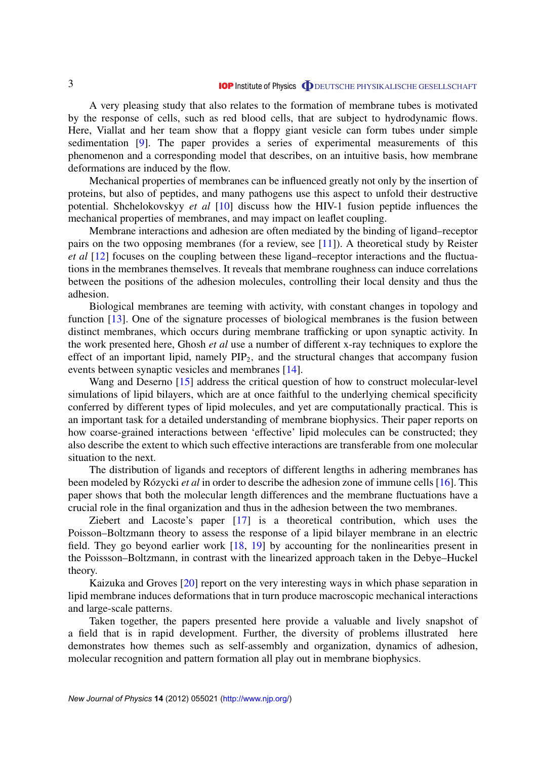A very pleasing study that also relates to the formation of membrane tubes is motivated by the response of cells, such as red blood cells, that are subject to hydrodynamic flows. Here, Viallat and her team show that a floppy giant vesicle can form tubes under simple sedimentation [9]. The paper provides a series of experimental measurements of this phenomenon and a corresponding model that describes, on an intuitive basis, how membrane deformations are induced by the flow.

Mechanical properties of membranes can be influenced greatly not only by the insertion of proteins, but also of peptides, and many pathogens use this aspect to unfold their destructive potential. Shchelokovskyy *et al* [10] discuss how the HIV-1 fusion peptide influences the mechanical properties of membranes, and may impact on leaflet coupling.

Membrane interactions and adhesion are often mediated by the binding of ligand–receptor pairs on the two opposing membranes (for a review, see [11]). A theoretical study by Reister *et al* [12] focuses on the coupling between these ligand–receptor interactions and the fluctuations in the membranes themselves. It reveals that membrane roughness can induce correlations between the positions of the adhesion molecules, controlling their local density and thus the adhesion.

Biological membranes are teeming with activity, with constant changes in topology and function [13]. One of the signature processes of biological membranes is the fusion between distinct membranes, which occurs during membrane trafficking or upon synaptic activity. In the work presented here, Ghosh *et al* use a number of different x-ray techniques to explore the effect of an important lipid, namely $PIP_2$, and the structural changes that accompany fusion events between synaptic vesicles and membranes [14].

Wang and Deserno [15] address the critical question of how to construct molecular-level simulations of lipid bilayers, which are at once faithful to the underlying chemical specificity conferred by different types of lipid molecules, and yet are computationally practical. This is an important task for a detailed understanding of membrane biophysics. Their paper reports on how coarse-grained interactions between 'effective' lipid molecules can be constructed; they also describe the extent to which such effective interactions are transferable from one molecular situation to the next.

The distribution of ligands and receptors of different lengths in adhering membranes has been modeled by Rózycki *et al* in order to describe the adhesion zone of immune cells [16]. This paper shows that both the molecular length differences and the membrane fluctuations have a crucial role in the final organization and thus in the adhesion between the two membranes.

Ziebert and Lacoste's paper [17] is a theoretical contribution, which uses the Poisson–Boltzmann theory to assess the response of a lipid bilayer membrane in an electric field. They go beyond earlier work [18, 19] by accounting for the nonlinearities present in the Poissson–Boltzmann, in contrast with the linearized approach taken in the Debye–Huckel theory.

Kaizuka and Groves [20] report on the very interesting ways in which phase separation in lipid membrane induces deformations that in turn produce macroscopic mechanical interactions and large-scale patterns.

Taken together, the papers presented here provide a valuable and lively snapshot of a field that is in rapid development. Further, the diversity of problems illustrated here demonstrates how themes such as self-assembly and organization, dynamics of adhesion, molecular recognition and pattern formation all play out in membrane biophysics.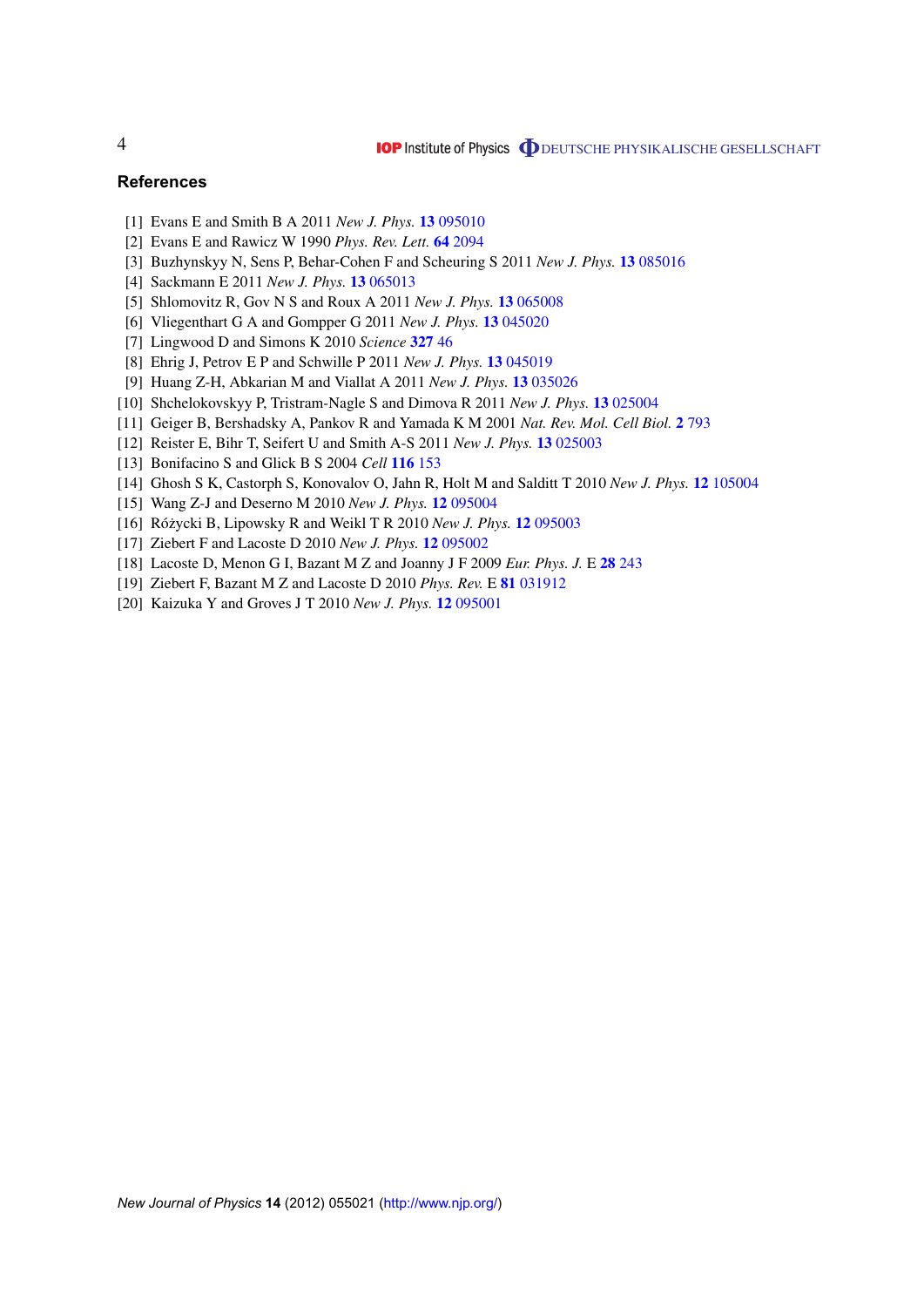## References

[1] Evans E and Smith B A 2011 *New J. Phys.* **13** 095010
[2] Evans E and Rawicz W 1990 *Phys. Rev. Lett.* **64** 2094
[3] Buzhynskyy N, Sens P, Behar-Cohen F and Scheuring S 2011 *New J. Phys.* **13** 085016
[4] Sackmann E 2011 *New J. Phys.* **13** 065013
[5] Shlomovitz R, Gov N S and Roux A 2011 *New J. Phys.* **13** 065008
[6] Vliegenthart G A and Gompper G 2011 *New J. Phys.* **13** 045020
[7] Lingwood D and Simons K 2010 *Science* **327** 46
[8] Ehrig J, Petrov E P and Schwille P 2011 *New J. Phys.* **13** 045019
[9] Huang Z-H, Abkarian M and Viallat A 2011 *New J. Phys.* **13** 035026
[10] Shchelokovskyy P, Tristram-Nagle S and Dimova R 2011 *New J. Phys.* **13** 025004
[11] Geiger B, Bershadsky A, Pankov R and Yamada K M 2001 *Nat. Rev. Mol. Cell Biol.* **2** 793
[12] Reister E, Bihr T, Seifert U and Smith A-S 2011 *New J. Phys.* **13** 025003
[13] Bonifacino S and Glick B S 2004 *Cell* **116** 153
[14] Ghosh S K, Castorph S, Konovalov O, Jahn R, Holt M and Salditt T 2010 *New J. Phys.* **12** 105004
[15] Wang Z-J and Deserno M 2010 *New J. Phys.* **12** 095004
[16] Różycki B, Lipowsky R and Weikl T R 2010 *New J. Phys.* **12** 095003
[17] Ziebert F and Lacoste D 2010 *New J. Phys.* **12** 095002
[18] Lacoste D, Menon G I, Bazant M Z and Joanny J F 2009 *Eur. Phys. J.* E **28** 243
[19] Ziebert F, Bazant M Z and Lacoste D 2010 *Phys. Rev.* E **81** 031912
[20] Kaizuka Y and Groves J T 2010 *New J. Phys.* **12** 095001